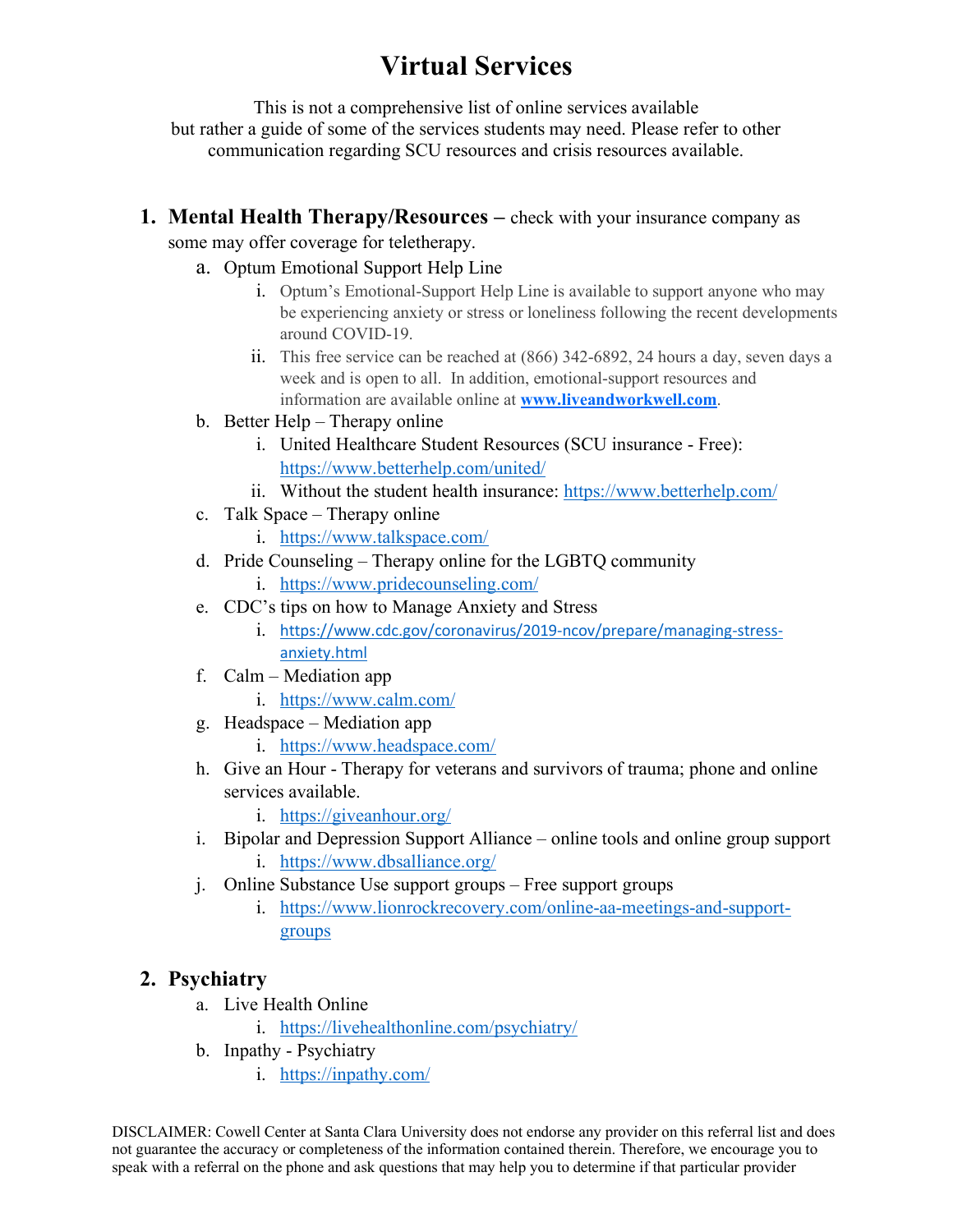# Virtual Services

This is not a comprehensive list of online services available but rather a guide of some of the services students may need. Please refer to other communication regarding SCU resources and crisis resources available.

1. **Mental Health Therapy/Resources** – check with your insurance company as some may offer coverage for teletherapy.
   a. Optum Emotional Support Help Line
      i. Optum's Emotional-Support Help Line is available to support anyone who may be experiencing anxiety or stress or loneliness following the recent developments around COVID-19.
      ii. This free service can be reached at (866) 342-6892, 24 hours a day, seven days a week and is open to all. In addition, emotional-support resources and information are available online at **www.liveandworkwell.com**.
   b. Better Help – Therapy online
      i. United Healthcare Student Resources (SCU insurance - Free): https://www.betterhelp.com/united/
      ii. Without the student health insurance: https://www.betterhelp.com/
   c. Talk Space – Therapy online
      i. https://www.talkspace.com/
   d. Pride Counseling – Therapy online for the LGBTQ community
      i. https://www.pridecounseling.com/
   e. CDC's tips on how to Manage Anxiety and Stress
      i. https://www.cdc.gov/coronavirus/2019-ncov/prepare/managing-stress-anxiety.html
   f. Calm – Mediation app
      i. https://www.calm.com/
   g. Headspace – Mediation app
      i. https://www.headspace.com/
   h. Give an Hour - Therapy for veterans and survivors of trauma; phone and online services available.
      i. https://giveanhour.org/
   i. Bipolar and Depression Support Alliance – online tools and online group support
      i. https://www.dbsalliance.org/
   j. Online Substance Use support groups – Free support groups
      i. https://www.lionrockrecovery.com/online-aa-meetings-and-support-groups

2. **Psychiatry**
   a. Live Health Online
      i. https://livehealthonline.com/psychiatry/
   b. Inpathy - Psychiatry
      i. https://inpathy.com/

DISCLAIMER: Cowell Center at Santa Clara University does not endorse any provider on this referral list and does not guarantee the accuracy or completeness of the information contained therein. Therefore, we encourage you to speak with a referral on the phone and ask questions that may help you to determine if that particular provider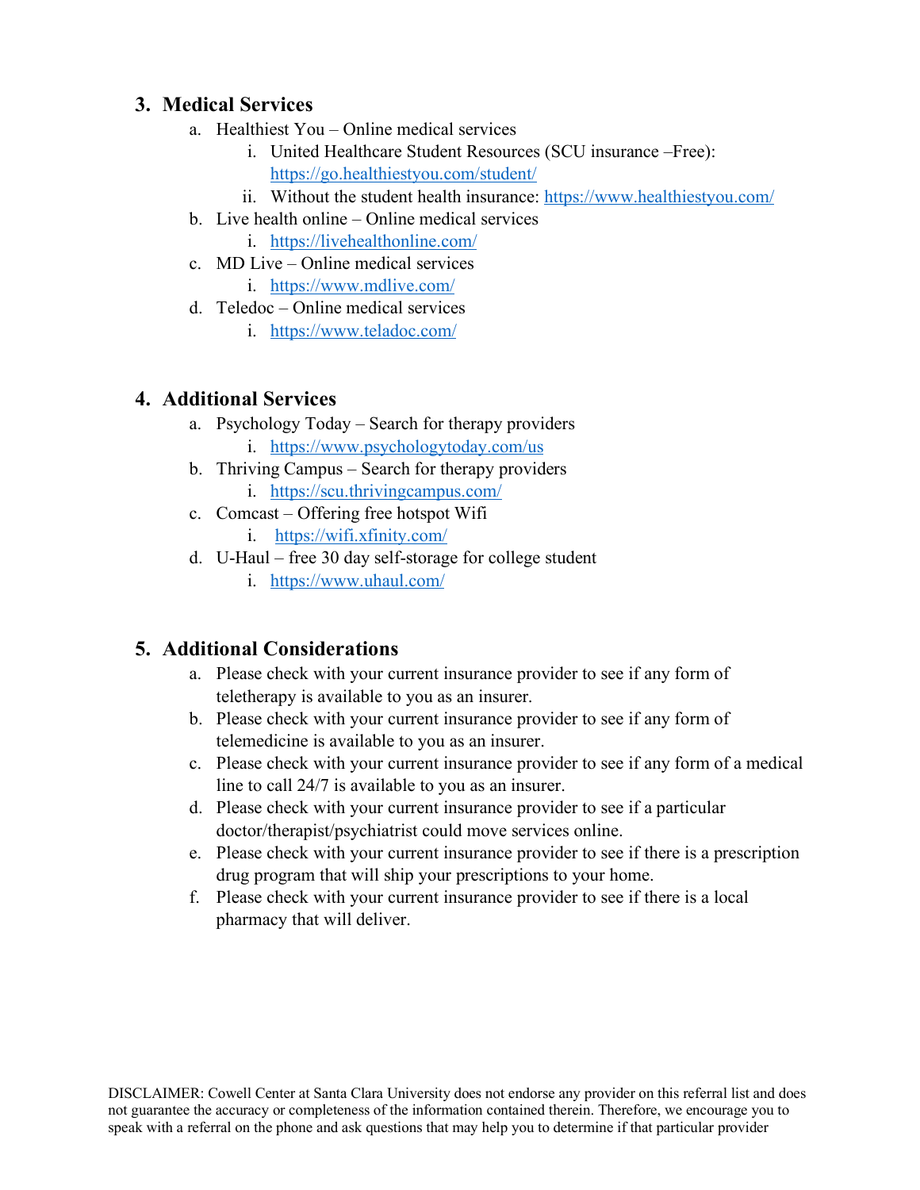## 3. Medical Services

a. Healthiest You – Online medical services
   i. United Healthcare Student Resources (SCU insurance –Free): https://go.healthiestyou.com/student/
   ii. Without the student health insurance: https://www.healthiestyou.com/

b. Live health online – Online medical services
   i. https://livehealthonline.com/

c. MD Live – Online medical services
   i. https://www.mdlive.com/

d. Teledoc – Online medical services
   i. https://www.teladoc.com/

## 4. Additional Services

a. Psychology Today – Search for therapy providers
   i. https://www.psychologytoday.com/us

b. Thriving Campus – Search for therapy providers
   i. https://scu.thrivingcampus.com/

c. Comcast – Offering free hotspot Wifi
   i. https://wifi.xfinity.com/

d. U-Haul – free 30 day self-storage for college student
   i. https://www.uhaul.com/

## 5. Additional Considerations

a. Please check with your current insurance provider to see if any form of teletherapy is available to you as an insurer.

b. Please check with your current insurance provider to see if any form of telemedicine is available to you as an insurer.

c. Please check with your current insurance provider to see if any form of a medical line to call 24/7 is available to you as an insurer.

d. Please check with your current insurance provider to see if a particular doctor/therapist/psychiatrist could move services online.

e. Please check with your current insurance provider to see if there is a prescription drug program that will ship your prescriptions to your home.

f. Please check with your current insurance provider to see if there is a local pharmacy that will deliver.

DISCLAIMER: Cowell Center at Santa Clara University does not endorse any provider on this referral list and does not guarantee the accuracy or completeness of the information contained therein. Therefore, we encourage you to speak with a referral on the phone and ask questions that may help you to determine if that particular provider